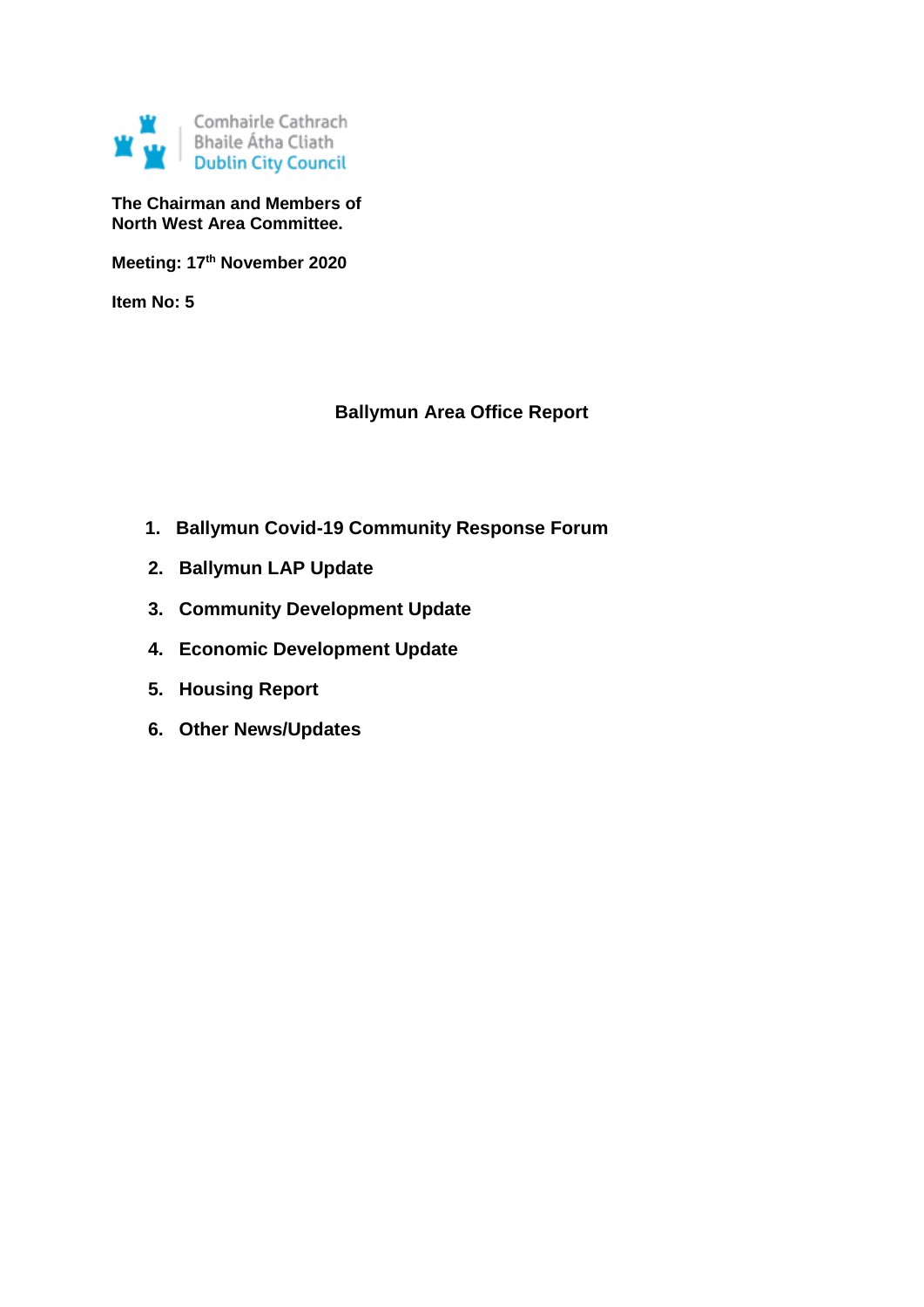Comhairle Cathrach
Bhaile Átha Cliath
Dublin City Council

**The Chairman and Members of**
**North West Area Committee.**

**Meeting: 17th November 2020**

**Item No: 5**

## Ballymun Area Office Report

1. **Ballymun Covid-19 Community Response Forum**
2. **Ballymun LAP Update**
3. **Community Development Update**
4. **Economic Development Update**
5. **Housing Report**
6. **Other News/Updates**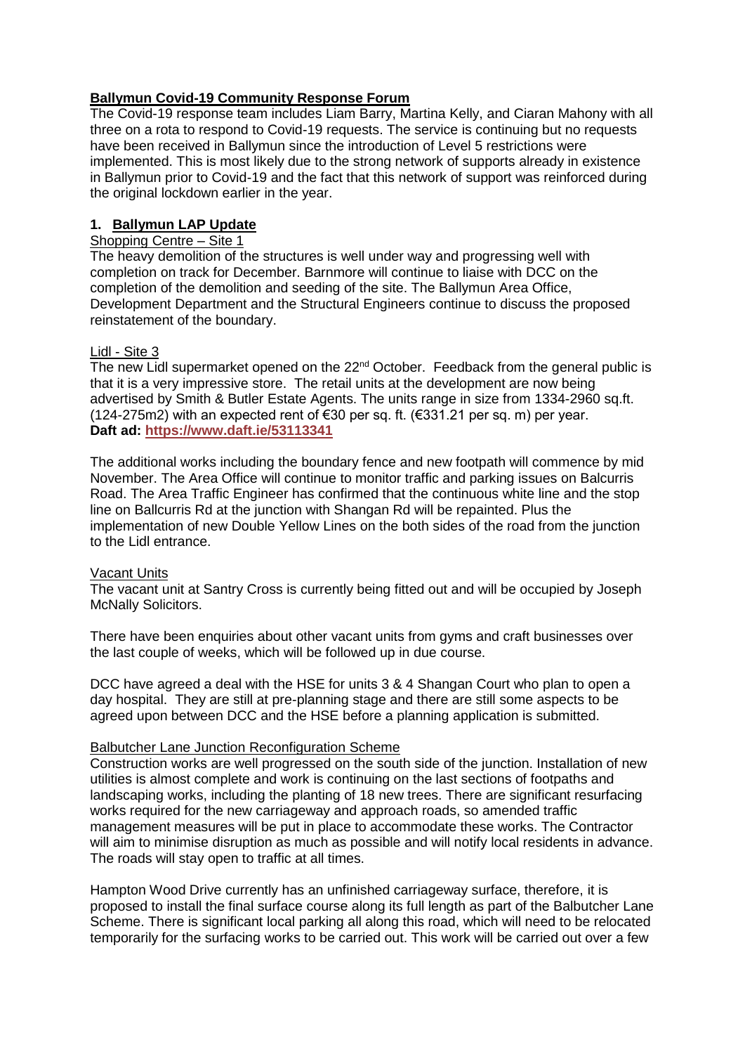## **Ballymun Covid-19 Community Response Forum**

The Covid-19 response team includes Liam Barry, Martina Kelly, and Ciaran Mahony with all three on a rota to respond to Covid-19 requests. The service is continuing but no requests have been received in Ballymun since the introduction of Level 5 restrictions were implemented. This is most likely due to the strong network of supports already in existence in Ballymun prior to Covid-19 and the fact that this network of support was reinforced during the original lockdown earlier in the year.

## 1. **Ballymun LAP Update**

### Shopping Centre – Site 1

The heavy demolition of the structures is well under way and progressing well with completion on track for December. Barnmore will continue to liaise with DCC on the completion of the demolition and seeding of the site. The Ballymun Area Office, Development Department and the Structural Engineers continue to discuss the proposed reinstatement of the boundary.

### Lidl - Site 3

The new Lidl supermarket opened on the 22nd October. Feedback from the general public is that it is a very impressive store. The retail units at the development are now being advertised by Smith & Butler Estate Agents. The units range in size from 1334-2960 sq.ft. (124-275m2) with an expected rent of €30 per sq. ft. (€331.21 per sq. m) per year.
**Daft ad: https://www.daft.ie/53113341**

The additional works including the boundary fence and new footpath will commence by mid November. The Area Office will continue to monitor traffic and parking issues on Balcurris Road. The Area Traffic Engineer has confirmed that the continuous white line and the stop line on Ballcurris Rd at the junction with Shangan Rd will be repainted. Plus the implementation of new Double Yellow Lines on the both sides of the road from the junction to the Lidl entrance.

### Vacant Units

The vacant unit at Santry Cross is currently being fitted out and will be occupied by Joseph McNally Solicitors.

There have been enquiries about other vacant units from gyms and craft businesses over the last couple of weeks, which will be followed up in due course.

DCC have agreed a deal with the HSE for units 3 & 4 Shangan Court who plan to open a day hospital. They are still at pre-planning stage and there are still some aspects to be agreed upon between DCC and the HSE before a planning application is submitted.

### Balbutcher Lane Junction Reconfiguration Scheme

Construction works are well progressed on the south side of the junction. Installation of new utilities is almost complete and work is continuing on the last sections of footpaths and landscaping works, including the planting of 18 new trees. There are significant resurfacing works required for the new carriageway and approach roads, so amended traffic management measures will be put in place to accommodate these works. The Contractor will aim to minimise disruption as much as possible and will notify local residents in advance. The roads will stay open to traffic at all times.

Hampton Wood Drive currently has an unfinished carriageway surface, therefore, it is proposed to install the final surface course along its full length as part of the Balbutcher Lane Scheme. There is significant local parking all along this road, which will need to be relocated temporarily for the surfacing works to be carried out. This work will be carried out over a few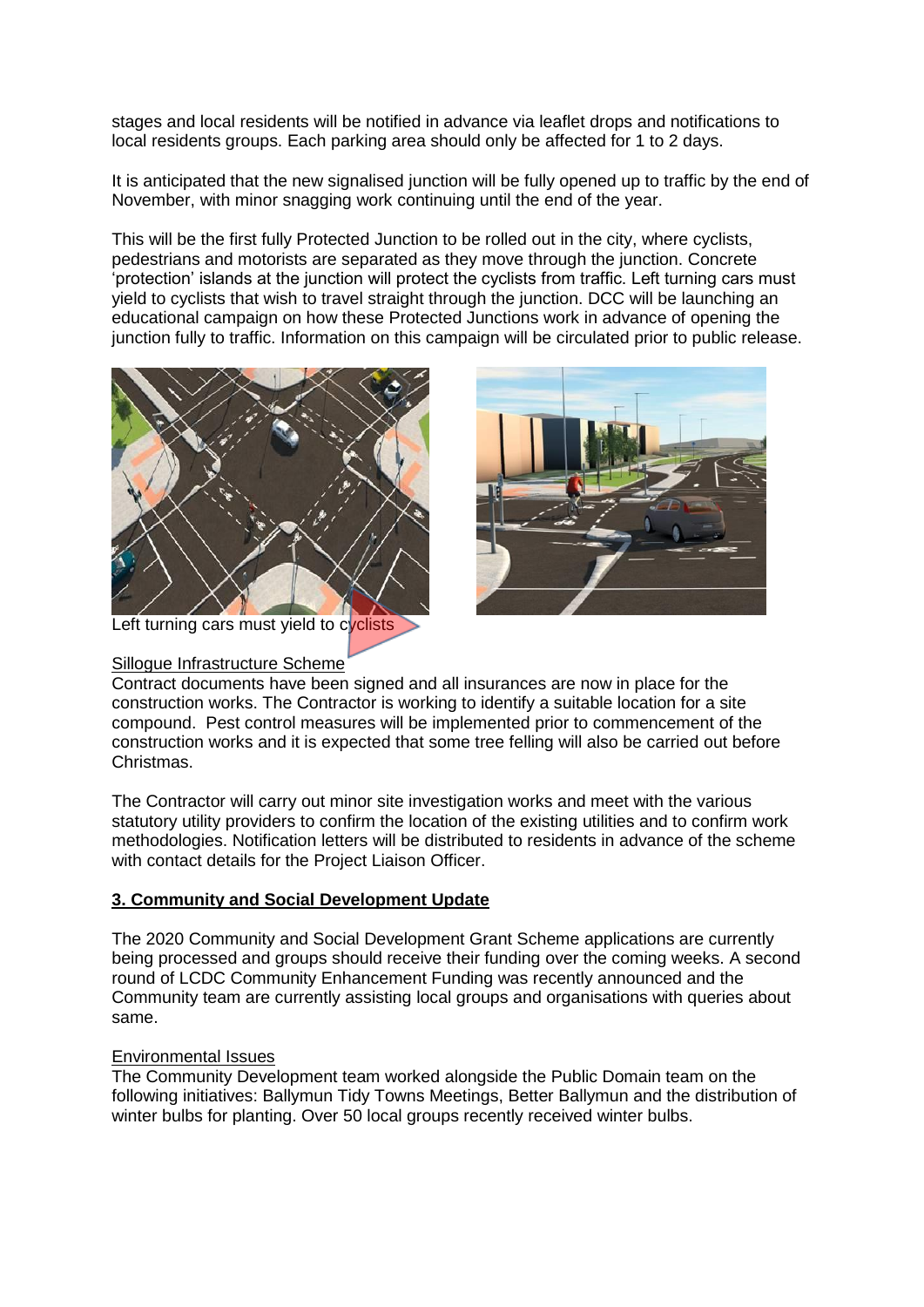stages and local residents will be notified in advance via leaflet drops and notifications to local residents groups. Each parking area should only be affected for 1 to 2 days.

It is anticipated that the new signalised junction will be fully opened up to traffic by the end of November, with minor snagging work continuing until the end of the year.

This will be the first fully Protected Junction to be rolled out in the city, where cyclists, pedestrians and motorists are separated as they move through the junction. Concrete 'protection' islands at the junction will protect the cyclists from traffic. Left turning cars must yield to cyclists that wish to travel straight through the junction. DCC will be launching an educational campaign on how these Protected Junctions work in advance of opening the junction fully to traffic. Information on this campaign will be circulated prior to public release.

Left turning cars must yield to cyclists

Sillogue Infrastructure Scheme

Contract documents have been signed and all insurances are now in place for the construction works. The Contractor is working to identify a suitable location for a site compound. Pest control measures will be implemented prior to commencement of the construction works and it is expected that some tree felling will also be carried out before Christmas.

The Contractor will carry out minor site investigation works and meet with the various statutory utility providers to confirm the location of the existing utilities and to confirm work methodologies. Notification letters will be distributed to residents in advance of the scheme with contact details for the Project Liaison Officer.

## 3. Community and Social Development Update

The 2020 Community and Social Development Grant Scheme applications are currently being processed and groups should receive their funding over the coming weeks. A second round of LCDC Community Enhancement Funding was recently announced and the Community team are currently assisting local groups and organisations with queries about same.

Environmental Issues

The Community Development team worked alongside the Public Domain team on the following initiatives: Ballymun Tidy Towns Meetings, Better Ballymun and the distribution of winter bulbs for planting. Over 50 local groups recently received winter bulbs.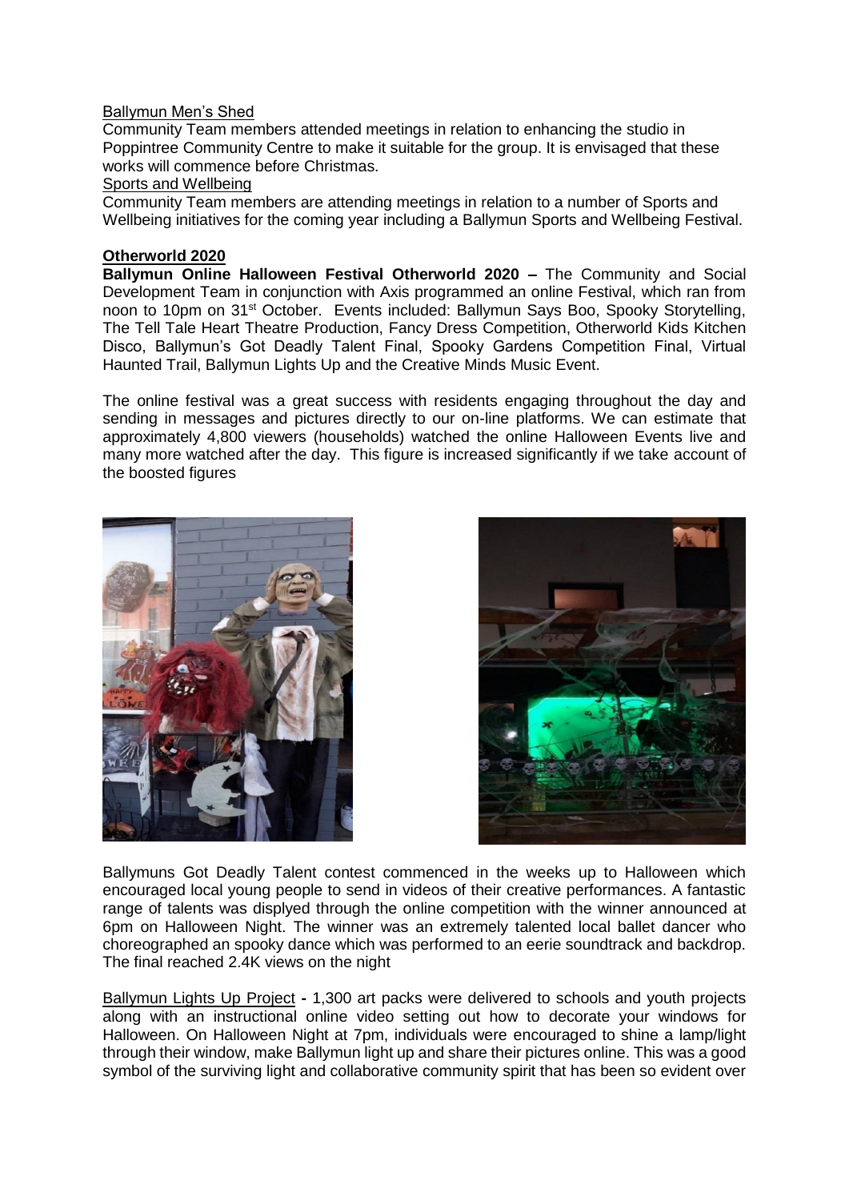Ballymun Men's Shed

Community Team members attended meetings in relation to enhancing the studio in Poppintree Community Centre to make it suitable for the group. It is envisaged that these works will commence before Christmas.

Sports and Wellbeing

Community Team members are attending meetings in relation to a number of Sports and Wellbeing initiatives for the coming year including a Ballymun Sports and Wellbeing Festival.

**Otherworld 2020**

**Ballymun Online Halloween Festival Otherworld 2020 –** The Community and Social Development Team in conjunction with Axis programmed an online Festival, which ran from noon to 10pm on 31st October. Events included: Ballymun Says Boo, Spooky Storytelling, The Tell Tale Heart Theatre Production, Fancy Dress Competition, Otherworld Kids Kitchen Disco, Ballymun's Got Deadly Talent Final, Spooky Gardens Competition Final, Virtual Haunted Trail, Ballymun Lights Up and the Creative Minds Music Event.

The online festival was a great success with residents engaging throughout the day and sending in messages and pictures directly to our on-line platforms. We can estimate that approximately 4,800 viewers (households) watched the online Halloween Events live and many more watched after the day. This figure is increased significantly if we take account of the boosted figures

Ballymuns Got Deadly Talent contest commenced in the weeks up to Halloween which encouraged local young people to send in videos of their creative performances. A fantastic range of talents was displyed through the online competition with the winner announced at 6pm on Halloween Night. The winner was an extremely talented local ballet dancer who choreographed an spooky dance which was performed to an eerie soundtrack and backdrop. The final reached 2.4K views on the night

Ballymun Lights Up Project **-** 1,300 art packs were delivered to schools and youth projects along with an instructional online video setting out how to decorate your windows for Halloween. On Halloween Night at 7pm, individuals were encouraged to shine a lamp/light through their window, make Ballymun light up and share their pictures online. This was a good symbol of the surviving light and collaborative community spirit that has been so evident over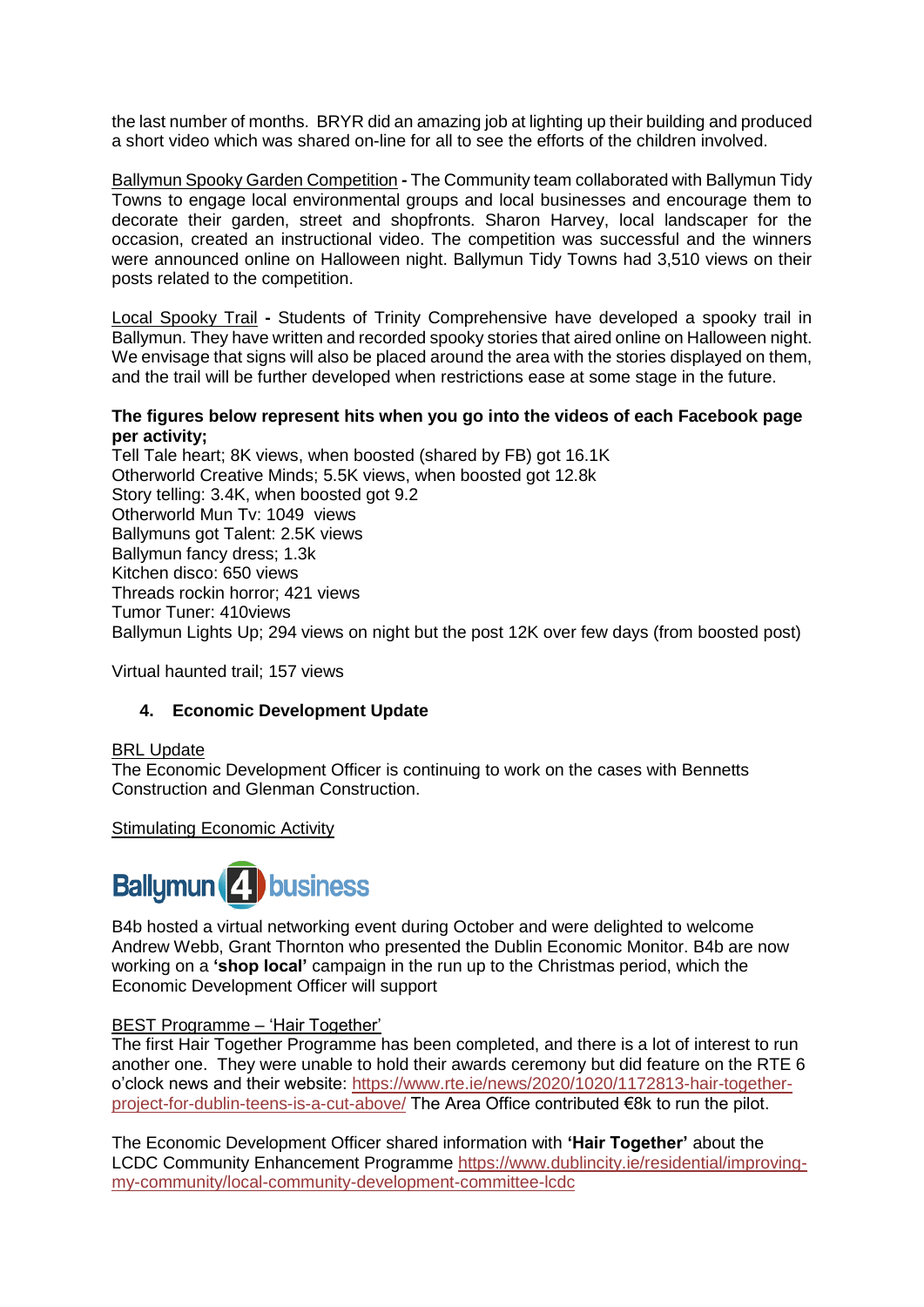the last number of months. BRYR did an amazing job at lighting up their building and produced a short video which was shared on-line for all to see the efforts of the children involved.

Ballymun Spooky Garden Competition **-** The Community team collaborated with Ballymun Tidy Towns to engage local environmental groups and local businesses and encourage them to decorate their garden, street and shopfronts. Sharon Harvey, local landscaper for the occasion, created an instructional video. The competition was successful and the winners were announced online on Halloween night. Ballymun Tidy Towns had 3,510 views on their posts related to the competition.

Local Spooky Trail **-** Students of Trinity Comprehensive have developed a spooky trail in Ballymun. They have written and recorded spooky stories that aired online on Halloween night. We envisage that signs will also be placed around the area with the stories displayed on them, and the trail will be further developed when restrictions ease at some stage in the future.

**The figures below represent hits when you go into the videos of each Facebook page per activity;**

Tell Tale heart; 8K views, when boosted (shared by FB) got 16.1K
Otherworld Creative Minds; 5.5K views, when boosted got 12.8k
Story telling: 3.4K, when boosted got 9.2
Otherworld Mun Tv: 1049 views
Ballymuns got Talent: 2.5K views
Ballymun fancy dress; 1.3k
Kitchen disco: 650 views
Threads rockin horror; 421 views
Tumor Tuner: 410views
Ballymun Lights Up; 294 views on night but the post 12K over few days (from boosted post)

Virtual haunted trail; 157 views

## 4. Economic Development Update

BRL Update

The Economic Development Officer is continuing to work on the cases with Bennetts Construction and Glenman Construction.

Stimulating Economic Activity

Ballymun 4 business

B4b hosted a virtual networking event during October and were delighted to welcome Andrew Webb, Grant Thornton who presented the Dublin Economic Monitor. B4b are now working on a **'shop local'** campaign in the run up to the Christmas period, which the Economic Development Officer will support

BEST Programme – 'Hair Together'

The first Hair Together Programme has been completed, and there is a lot of interest to run another one. They were unable to hold their awards ceremony but did feature on the RTE 6 o'clock news and their website: https://www.rte.ie/news/2020/1020/1172813-hair-together-project-for-dublin-teens-is-a-cut-above/ The Area Office contributed €8k to run the pilot.

The Economic Development Officer shared information with **'Hair Together'** about the LCDC Community Enhancement Programme https://www.dublincity.ie/residential/improving-my-community/local-community-development-committee-lcdc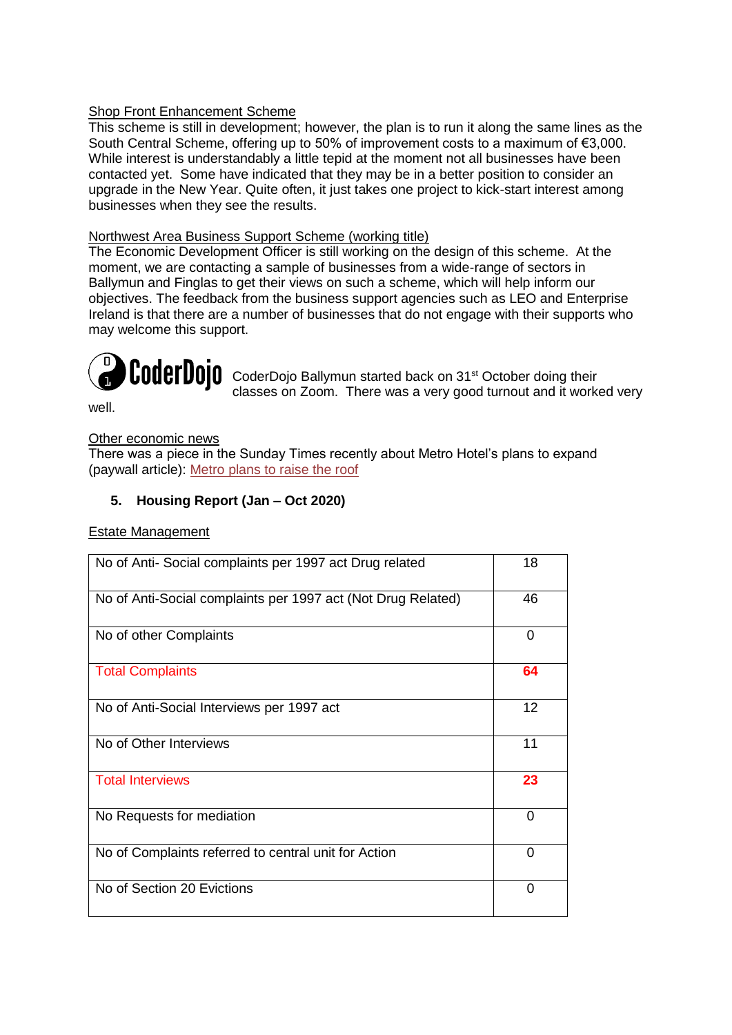Shop Front Enhancement Scheme

This scheme is still in development; however, the plan is to run it along the same lines as the South Central Scheme, offering up to 50% of improvement costs to a maximum of €3,000. While interest is understandably a little tepid at the moment not all businesses have been contacted yet. Some have indicated that they may be in a better position to consider an upgrade in the New Year. Quite often, it just takes one project to kick-start interest among businesses when they see the results.

Northwest Area Business Support Scheme (working title)

The Economic Development Officer is still working on the design of this scheme. At the moment, we are contacting a sample of businesses from a wide-range of sectors in Ballymun and Finglas to get their views on such a scheme, which will help inform our objectives. The feedback from the business support agencies such as LEO and Enterprise Ireland is that there are a number of businesses that do not engage with their supports who may welcome this support.

CoderDojo

CoderDojo Ballymun started back on 31st October doing their classes on Zoom. There was a very good turnout and it worked very well.

Other economic news

There was a piece in the Sunday Times recently about Metro Hotel's plans to expand (paywall article): Metro plans to raise the roof

## 5. Housing Report (Jan – Oct 2020)

Estate Management

| | |
|---|---|
| No of Anti- Social complaints per 1997 act Drug related | 18 |
| No of Anti-Social complaints per 1997 act (Not Drug Related) | 46 |
| No of other Complaints | 0 |
| **Total Complaints** | **64** |
| No of Anti-Social Interviews per 1997 act | 12 |
| No of Other Interviews | 11 |
| **Total Interviews** | **23** |
| No Requests for mediation | 0 |
| No of Complaints referred to central unit for Action | 0 |
| No of Section 20 Evictions | 0 |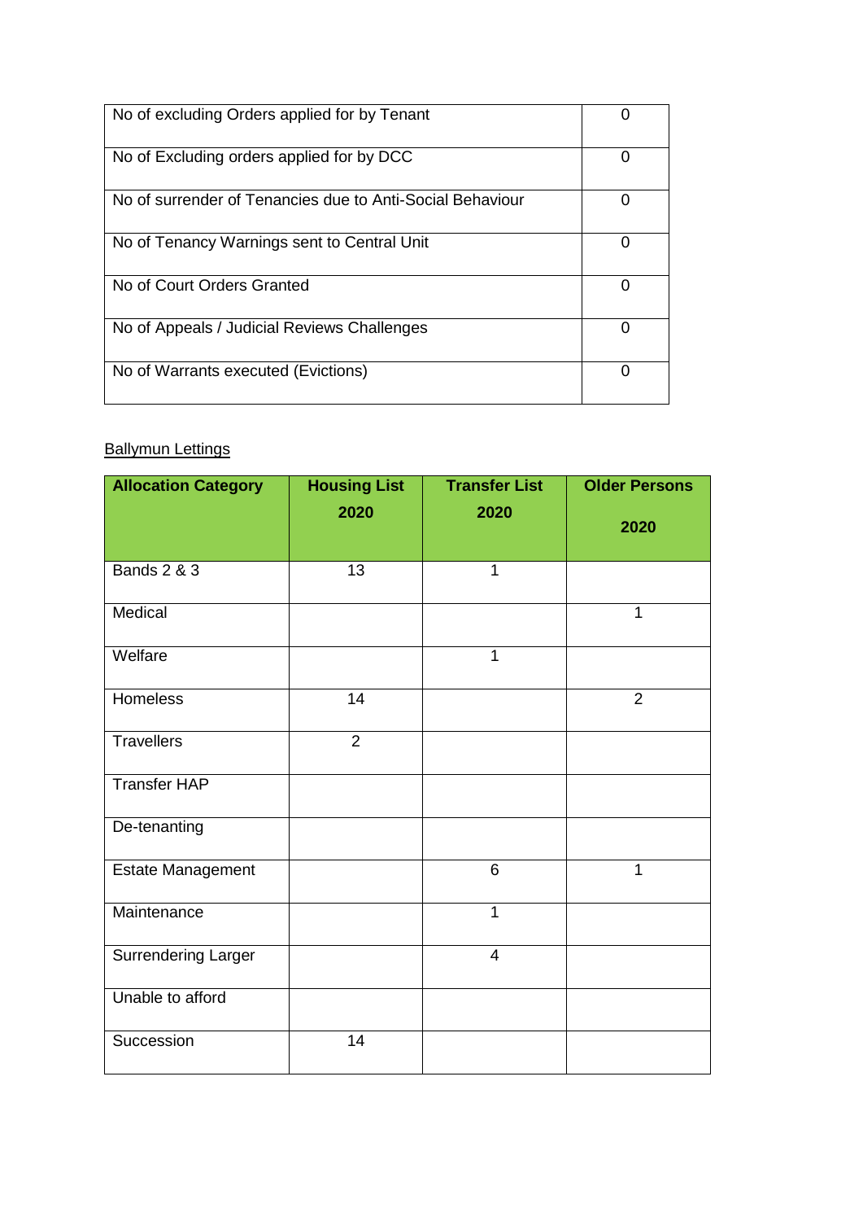| No of excluding Orders applied for by Tenant | 0 |
|---|---|
| No of Excluding orders applied for by DCC | 0 |
| No of surrender of Tenancies due to Anti-Social Behaviour | 0 |
| No of Tenancy Warnings sent to Central Unit | 0 |
| No of Court Orders Granted | 0 |
| No of Appeals / Judicial Reviews Challenges | 0 |
| No of Warrants executed (Evictions) | 0 |

Ballymun Lettings

| Allocation Category | Housing List 2020 | Transfer List 2020 | Older Persons 2020 |
|---|---|---|---|
| Bands 2 & 3 | 13 | 1 | |
| Medical | | | 1 |
| Welfare | | 1 | |
| Homeless | 14 | | 2 |
| Travellers | 2 | | |
| Transfer HAP | | | |
| De-tenanting | | | |
| Estate Management | | 6 | 1 |
| Maintenance | | 1 | |
| Surrendering Larger | | 4 | |
| Unable to afford | | | |
| Succession | 14 | | |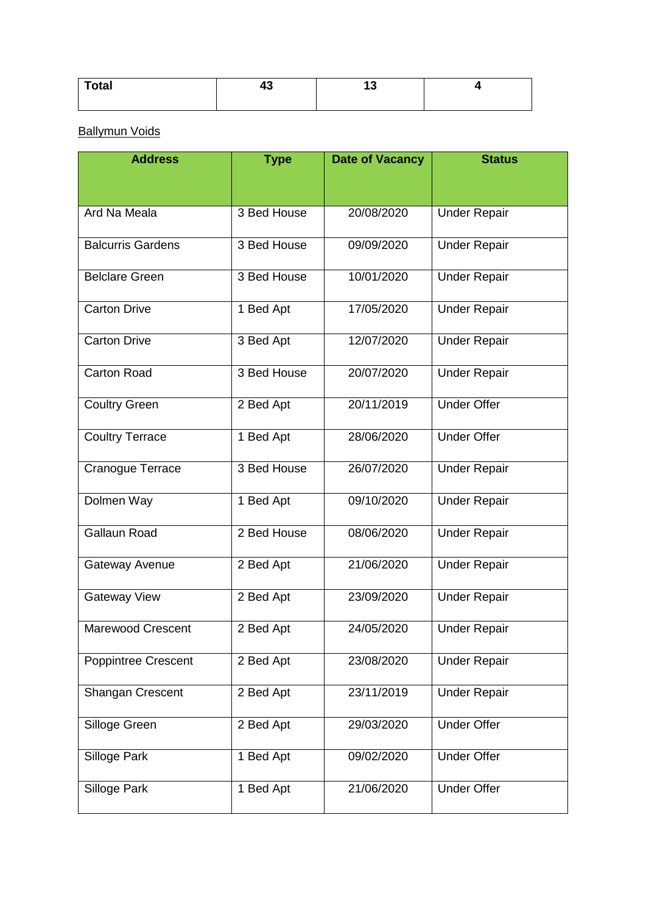| Total | 43 | 13 | 4 |
|---|---|---|---|

Ballymun Voids

| Address | Type | Date of Vacancy | Status |
|---|---|---|---|
| Ard Na Meala | 3 Bed House | 20/08/2020 | Under Repair |
| Balcurris Gardens | 3 Bed House | 09/09/2020 | Under Repair |
| Belclare Green | 3 Bed House | 10/01/2020 | Under Repair |
| Carton Drive | 1 Bed Apt | 17/05/2020 | Under Repair |
| Carton Drive | 3 Bed Apt | 12/07/2020 | Under Repair |
| Carton Road | 3 Bed House | 20/07/2020 | Under Repair |
| Coultry Green | 2 Bed Apt | 20/11/2019 | Under Offer |
| Coultry Terrace | 1 Bed Apt | 28/06/2020 | Under Offer |
| Cranogue Terrace | 3 Bed House | 26/07/2020 | Under Repair |
| Dolmen Way | 1 Bed Apt | 09/10/2020 | Under Repair |
| Gallaun Road | 2 Bed House | 08/06/2020 | Under Repair |
| Gateway Avenue | 2 Bed Apt | 21/06/2020 | Under Repair |
| Gateway View | 2 Bed Apt | 23/09/2020 | Under Repair |
| Marewood Crescent | 2 Bed Apt | 24/05/2020 | Under Repair |
| Poppintree Crescent | 2 Bed Apt | 23/08/2020 | Under Repair |
| Shangan Crescent | 2 Bed Apt | 23/11/2019 | Under Repair |
| Silloge Green | 2 Bed Apt | 29/03/2020 | Under Offer |
| Silloge Park | 1 Bed Apt | 09/02/2020 | Under Offer |
| Silloge Park | 1 Bed Apt | 21/06/2020 | Under Offer |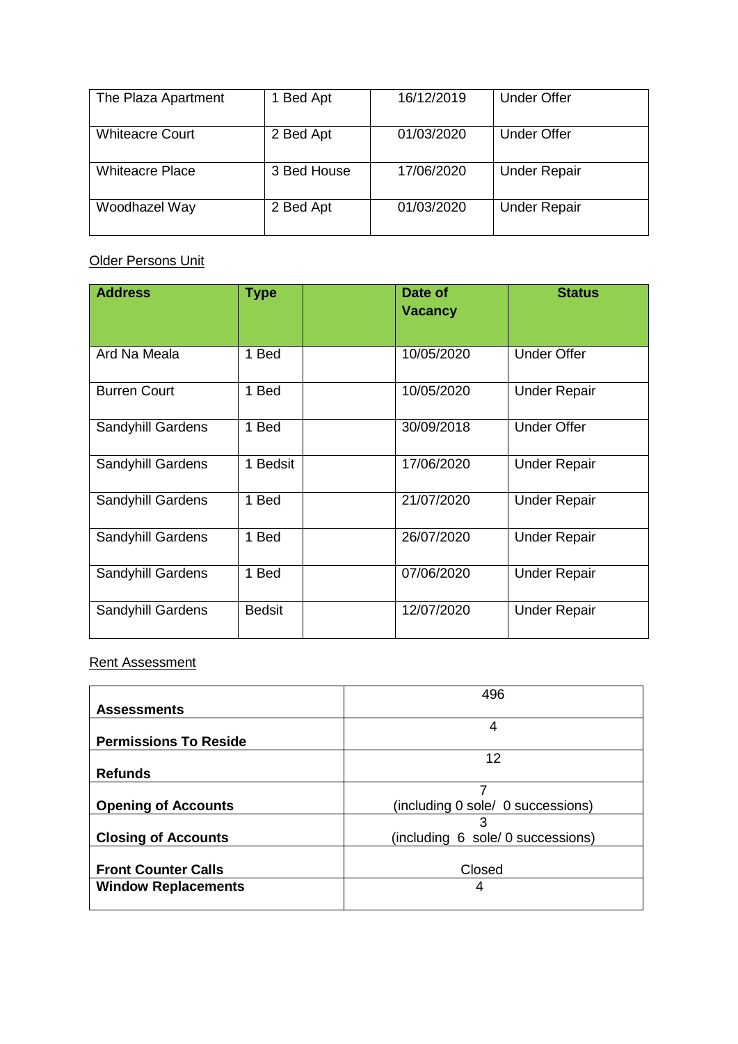| The Plaza Apartment | 1 Bed Apt | 16/12/2019 | Under Offer |
|---|---|---|---|
| Whiteacre Court | 2 Bed Apt | 01/03/2020 | Under Offer |
| Whiteacre Place | 3 Bed House | 17/06/2020 | Under Repair |
| Woodhazel Way | 2 Bed Apt | 01/03/2020 | Under Repair |

Older Persons Unit

| **Address** | **Type** | | **Date of Vacancy** | **Status** |
|---|---|---|---|---|
| Ard Na Meala | 1 Bed | | 10/05/2020 | Under Offer |
| Burren Court | 1 Bed | | 10/05/2020 | Under Repair |
| Sandyhill Gardens | 1 Bed | | 30/09/2018 | Under Offer |
| Sandyhill Gardens | 1 Bedsit | | 17/06/2020 | Under Repair |
| Sandyhill Gardens | 1 Bed | | 21/07/2020 | Under Repair |
| Sandyhill Gardens | 1 Bed | | 26/07/2020 | Under Repair |
| Sandyhill Gardens | 1 Bed | | 07/06/2020 | Under Repair |
| Sandyhill Gardens | Bedsit | | 12/07/2020 | Under Repair |

Rent Assessment

| | |
|---|---|
| **Assessments** | 496 |
| **Permissions To Reside** | 4 |
| **Refunds** | 12 |
| **Opening of Accounts** | 7 (including 0 sole/ 0 successions) |
| **Closing of Accounts** | 3 (including 6 sole/ 0 successions) |
| **Front Counter Calls** | Closed |
| **Window Replacements** | 4 |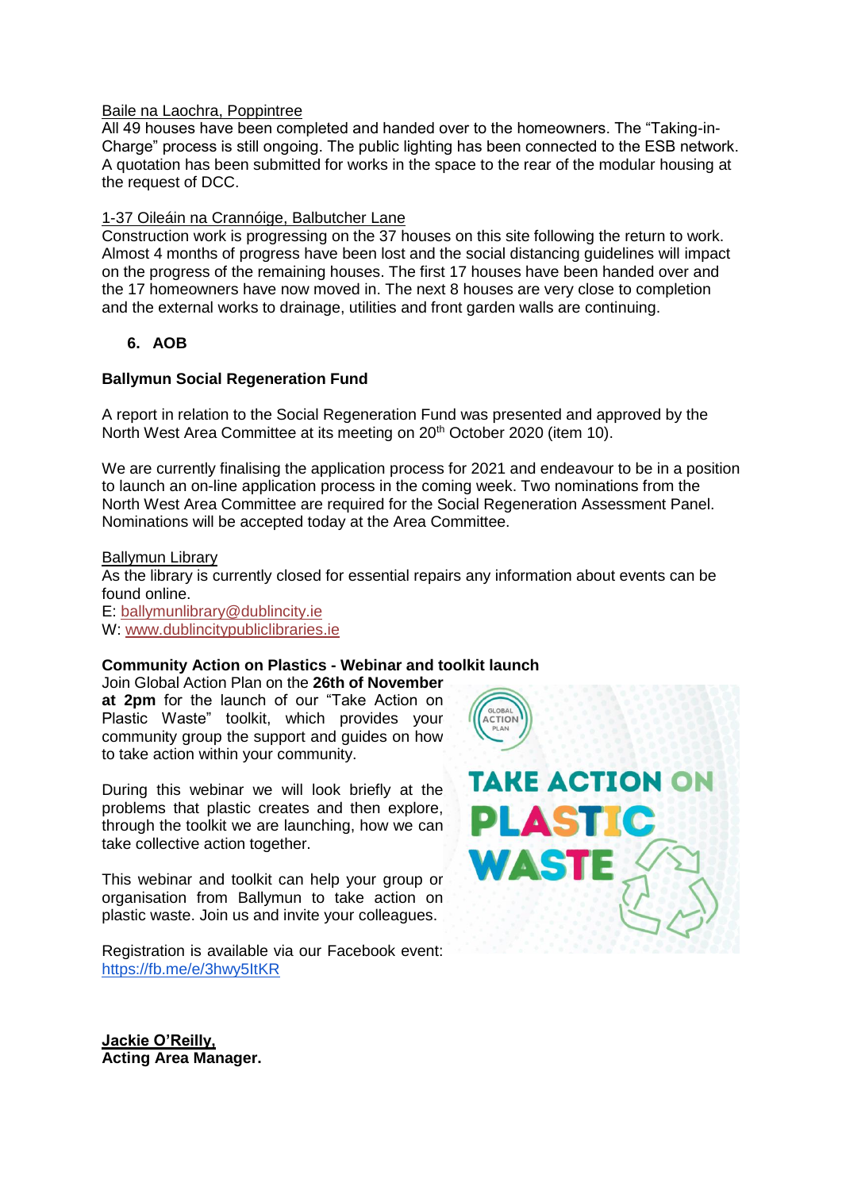Baile na Laochra, Poppintree

All 49 houses have been completed and handed over to the homeowners. The “Taking-in-Charge” process is still ongoing. The public lighting has been connected to the ESB network. A quotation has been submitted for works in the space to the rear of the modular housing at the request of DCC.

1-37 Oileáin na Crannóige, Balbutcher Lane

Construction work is progressing on the 37 houses on this site following the return to work. Almost 4 months of progress have been lost and the social distancing guidelines will impact on the progress of the remaining houses. The first 17 houses have been handed over and the 17 homeowners have now moved in. The next 8 houses are very close to completion and the external works to drainage, utilities and front garden walls are continuing.

6. **AOB**

**Ballymun Social Regeneration Fund**

A report in relation to the Social Regeneration Fund was presented and approved by the North West Area Committee at its meeting on 20th October 2020 (item 10).

We are currently finalising the application process for 2021 and endeavour to be in a position to launch an on-line application process in the coming week. Two nominations from the North West Area Committee are required for the Social Regeneration Assessment Panel. Nominations will be accepted today at the Area Committee.

Ballymun Library

As the library is currently closed for essential repairs any information about events can be found online.

E: ballymunlibrary@dublincity.ie
W: www.dublincitypubliclibraries.ie

**Community Action on Plastics - Webinar and toolkit launch**

Join Global Action Plan on the **26th of November at 2pm** for the launch of our “Take Action on Plastic Waste” toolkit, which provides your community group the support and guides on how to take action within your community.

During this webinar we will look briefly at the problems that plastic creates and then explore, through the toolkit we are launching, how we can take collective action together.

This webinar and toolkit can help your group or organisation from Ballymun to take action on plastic waste. Join us and invite your colleagues.

Registration is available via our Facebook event: https://fb.me/e/3hwy5ItKR

GLOBAL ACTION PLAN

TAKE ACTION ON PLASTIC WASTE

**Jackie O'Reilly,**
**Acting Area Manager.**